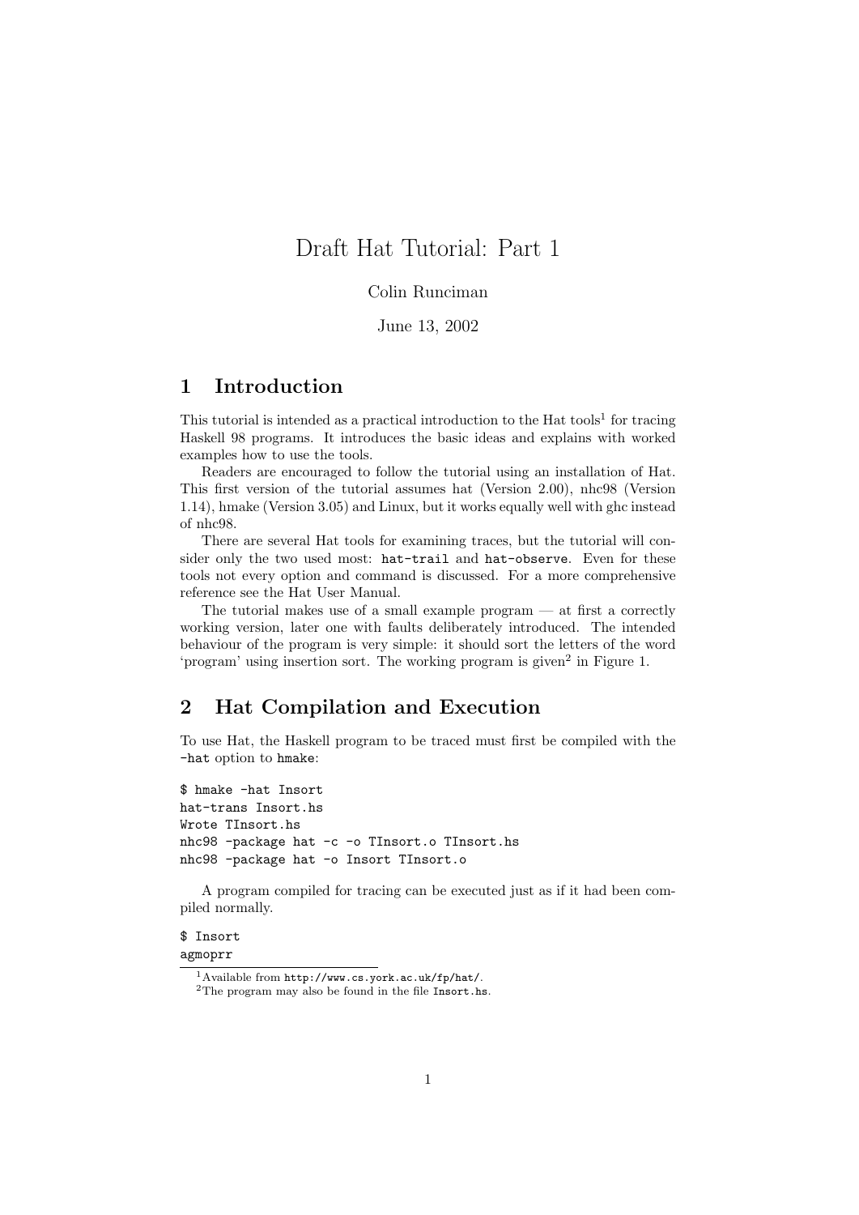# Draft Hat Tutorial: Part 1

Colin Runciman

June 13, 2002

## 1 Introduction

This tutorial is intended as a practical introduction to the Hat tools[1] for tracing Haskell 98 programs. It introduces the basic ideas and explains with worked examples how to use the tools.

Readers are encouraged to follow the tutorial using an installation of Hat. This first version of the tutorial assumes hat (Version 2.00), nhc98 (Version 1.14), hmake (Version 3.05) and Linux, but it works equally well with ghc instead of nhc98.

There are several Hat tools for examining traces, but the tutorial will consider only the two used most: `hat-trail` and `hat-observe`. Even for these tools not every option and command is discussed. For a more comprehensive reference see the Hat User Manual.

The tutorial makes use of a small example program — at first a correctly working version, later one with faults deliberately introduced. The intended behaviour of the program is very simple: it should sort the letters of the word 'program' using insertion sort. The working program is given[2] in Figure 1.

## 2 Hat Compilation and Execution

To use Hat, the Haskell program to be traced must first be compiled with the `-hat` option to `hmake`:

```
$ hmake -hat Insort
hat-trans Insort.hs
Wrote TInsort.hs
nhc98 -package hat -c -o TInsort.o TInsort.hs
nhc98 -package hat -o Insort TInsort.o
```

A program compiled for tracing can be executed just as if it had been compiled normally.

```
$ Insort
agmoprr
```

[1] Available from `http://www.cs.york.ac.uk/fp/hat/`.

[2] The program may also be found in the file `Insort.hs`.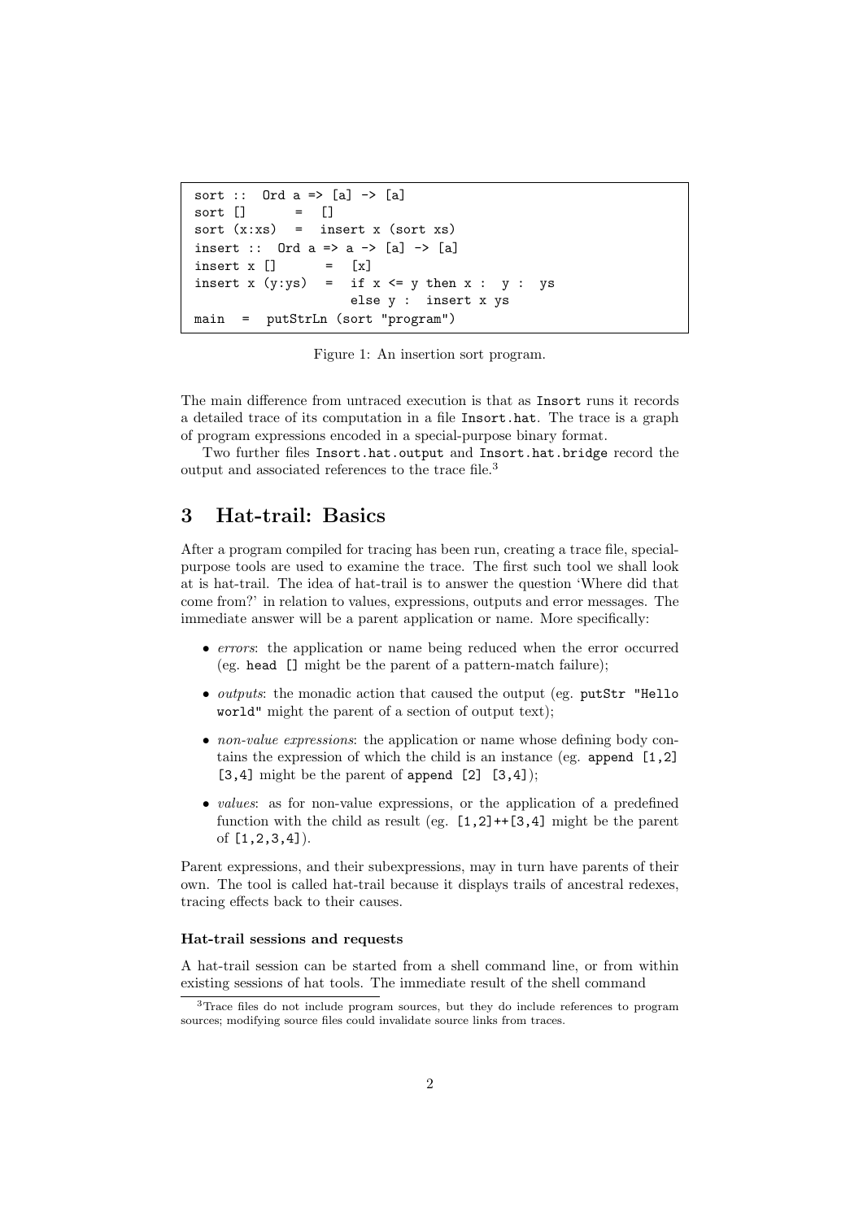```
sort ::  Ord a => [a] -> [a]
sort []       =  []
sort (x:xs)   =  insert x (sort xs)
insert ::  Ord a => a -> [a] -> [a]
insert x []       =  [x]
insert x (y:ys)   =  if x <= y then x :  y :  ys
                     else y :  insert x ys
main  =  putStrLn (sort "program")
```

Figure 1: An insertion sort program.

The main difference from untraced execution is that as `Insort` runs it records a detailed trace of its computation in a file `Insort.hat`. The trace is a graph of program expressions encoded in a special-purpose binary format.

Two further files `Insort.hat.output` and `Insort.hat.bridge` record the output and associated references to the trace file.[3]

## 3 Hat-trail: Basics

After a program compiled for tracing has been run, creating a trace file, special-purpose tools are used to examine the trace. The first such tool we shall look at is hat-trail. The idea of hat-trail is to answer the question 'Where did that come from?' in relation to values, expressions, outputs and error messages. The immediate answer will be a parent application or name. More specifically:

- *errors*: the application or name being reduced when the error occurred (eg. `head []` might be the parent of a pattern-match failure);
- *outputs*: the monadic action that caused the output (eg. `putStr "Hello world"` might the parent of a section of output text);
- *non-value expressions*: the application or name whose defining body contains the expression of which the child is an instance (eg. `append [1,2] [3,4]` might be the parent of `append [2] [3,4]`);
- *values*: as for non-value expressions, or the application of a predefined function with the child as result (eg. `[1,2]++[3,4]` might be the parent of `[1,2,3,4]`).

Parent expressions, and their subexpressions, may in turn have parents of their own. The tool is called hat-trail because it displays trails of ancestral redexes, tracing effects back to their causes.

#### Hat-trail sessions and requests

A hat-trail session can be started from a shell command line, or from within existing sessions of hat tools. The immediate result of the shell command

[3] Trace files do not include program sources, but they do include references to program sources; modifying source files could invalidate source links from traces.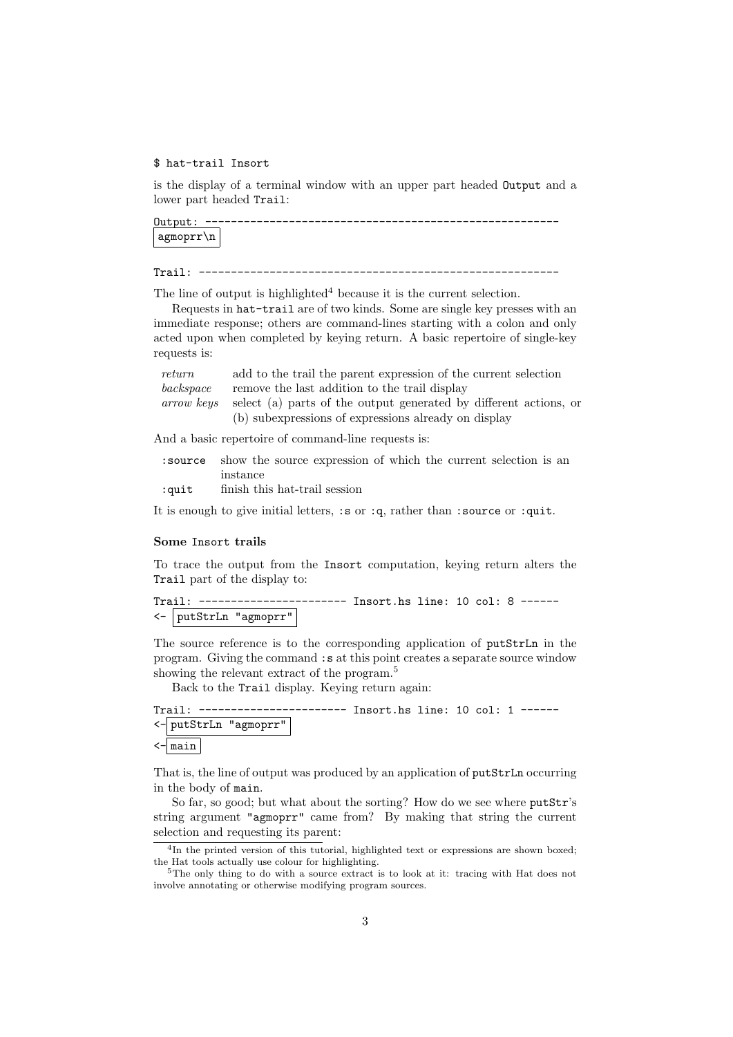```
$ hat-trail Insort
```

is the display of a terminal window with an upper part headed `Output` and a lower part headed `Trail`:

```
Output: -------------------------------------------------------
agmoprr\n

Trail: --------------------------------------------------------
```

The line of output is highlighted[4] because it is the current selection.

Requests in `hat-trail` are of two kinds. Some are single key presses with an immediate response; others are command-lines starting with a colon and only acted upon when completed by keying return. A basic repertoire of single-key requests is:

| | |
|---|---|
| *return* | add to the trail the parent expression of the current selection |
| *backspace* | remove the last addition to the trail display |
| *arrow keys* | select (a) parts of the output generated by different actions, or (b) subexpressions of expressions already on display |

And a basic repertoire of command-line requests is:

| | |
|---|---|
| `:source` | show the source expression of which the current selection is an instance |
| `:quit` | finish this hat-trail session |

It is enough to give initial letters, `:s` or `:q`, rather than `:source` or `:quit`.

#### Some `Insort` trails

To trace the output from the `Insort` computation, keying return alters the `Trail` part of the display to:

```
Trail: ----------------------- Insort.hs line: 10 col: 8 ------
<- putStrLn "agmoprr"
```

The source reference is to the corresponding application of `putStrLn` in the program. Giving the command `:s` at this point creates a separate source window showing the relevant extract of the program.[5]

Back to the `Trail` display. Keying return again:

```
Trail: ----------------------- Insort.hs line: 10 col: 1 ------
<- putStrLn "agmoprr"
<- main
```

That is, the line of output was produced by an application of `putStrLn` occurring in the body of `main`.

So far, so good; but what about the sorting? How do we see where `putStr`'s string argument `"agmoprr"` came from? By making that string the current selection and requesting its parent:

[4] In the printed version of this tutorial, highlighted text or expressions are shown boxed; the Hat tools actually use colour for highlighting.

[5] The only thing to do with a source extract is to look at it: tracing with Hat does not involve annotating or otherwise modifying program sources.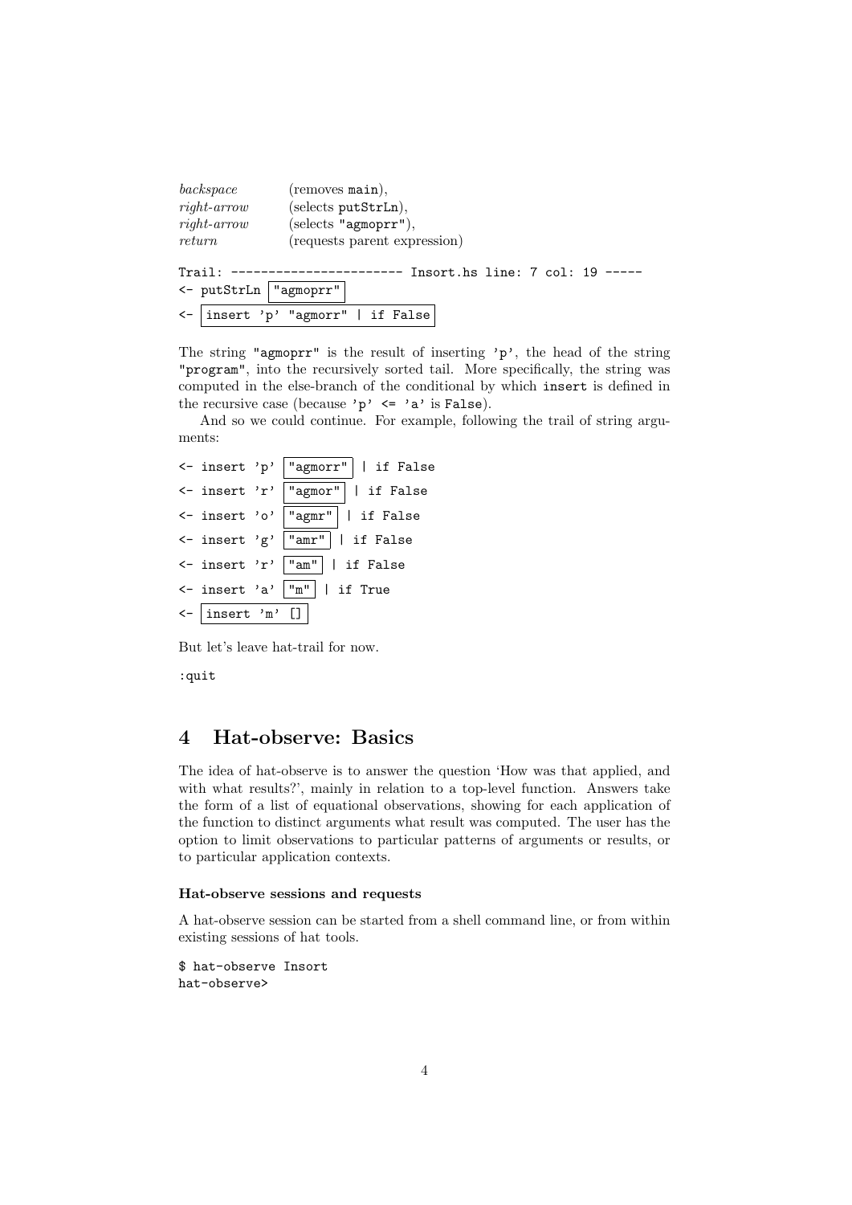*backspace* (removes `main`),
*right-arrow* (selects `putStrLn`),
*right-arrow* (selects `"agmoprr"`),
*return* (requests parent expression)

```
Trail: ----------------------- Insort.hs line: 7 col: 19 -----
<- putStrLn "agmoprr"
<- insert 'p' "agmorr" | if False
```

The string `"agmoprr"` is the result of inserting `'p'`, the head of the string `"program"`, into the recursively sorted tail. More specifically, the string was computed in the else-branch of the conditional by which `insert` is defined in the recursive case (because `'p' <= 'a'` is `False`).

And so we could continue. For example, following the trail of string arguments:

```
<- insert 'p' "agmorr" | if False
<- insert 'r' "agmor" | if False
<- insert 'o' "agmr" | if False
<- insert 'g' "amr" | if False
<- insert 'r' "am" | if False
<- insert 'a' "m" | if True
<- insert 'm' []
```

But let's leave hat-trail for now.

```
:quit
```

# 4 Hat-observe: Basics

The idea of hat-observe is to answer the question 'How was that applied, and with what results?', mainly in relation to a top-level function. Answers take the form of a list of equational observations, showing for each application of the function to distinct arguments what result was computed. The user has the option to limit observations to particular patterns of arguments or results, or to particular application contexts.

#### Hat-observe sessions and requests

A hat-observe session can be started from a shell command line, or from within existing sessions of hat tools.

```
$ hat-observe Insort
hat-observe>
```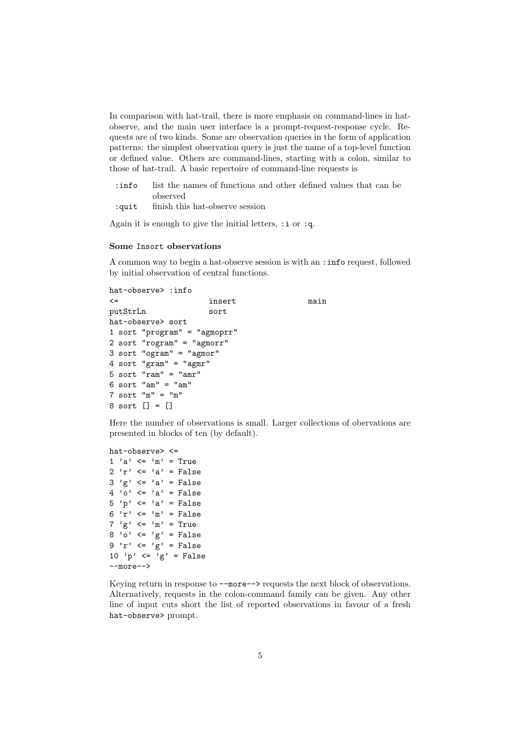In comparison with hat-trail, there is more emphasis on command-lines in hat-observe, and the main user interface is a prompt-request-response cycle. Requests are of two kinds. Some are observation queries in the form of application patterns: the simplest observation query is just the name of a top-level function or defined value. Others are command-lines, starting with a colon, similar to those of hat-trail. A basic repertoire of command-line requests is

| | |
|---|---|
| `:info` | list the names of functions and other defined values that can be observed |
| `:quit` | finish this hat-observe session |

Again it is enough to give the initial letters, `:i` or `:q`.

#### Some `Insort` observations

A common way to begin a hat-observe session is with an `:info` request, followed by initial observation of central functions.

```
hat-observe> :info
<=                  insert              main
putStrLn            sort
hat-observe> sort
1 sort "program" = "agmoprr"
2 sort "rogram" = "agmorr"
3 sort "ogram" = "agmor"
4 sort "gram" = "agmr"
5 sort "ram" = "amr"
6 sort "am" = "am"
7 sort "m" = "m"
8 sort [] = []
```

Here the number of observations is small. Larger collections of obervations are presented in blocks of ten (by default).

```
hat-observe> <=
1 'a' <= 'm' = True
2 'r' <= 'a' = False
3 'g' <= 'a' = False
4 'o' <= 'a' = False
5 'p' <= 'a' = False
6 'r' <= 'm' = False
7 'g' <= 'm' = True
8 'o' <= 'g' = False
9 'r' <= 'g' = False
10 'p' <= 'g' = False
--more-->
```

Keying return in response to `--more-->` requests the next block of observations. Alternatively, requests in the colon-command family can be given. Any other line of input cuts short the list of reported observations in favour of a fresh `hat-observe>` prompt.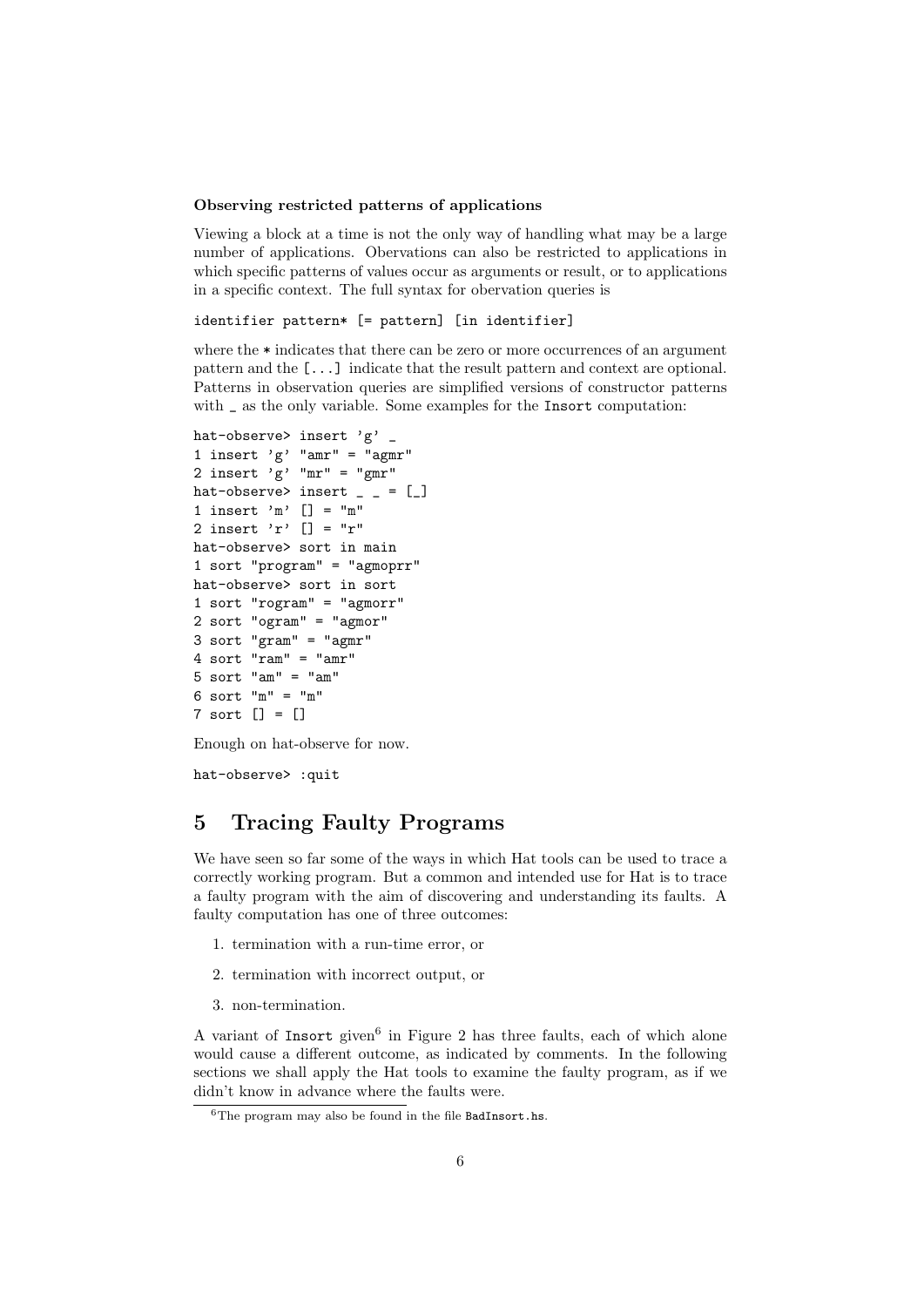**Observing restricted patterns of applications**

Viewing a block at a time is not the only way of handling what may be a large number of applications. Obervations can also be restricted to applications in which specific patterns of values occur as arguments or result, or to applications in a specific context. The full syntax for obervation queries is

```
identifier pattern* [= pattern] [in identifier]
```

where the * indicates that there can be zero or more occurrences of an argument pattern and the [...] indicate that the result pattern and context are optional. Patterns in observation queries are simplified versions of constructor patterns with _ as the only variable. Some examples for the Insort computation:

```
hat-observe> insert 'g' _
1 insert 'g' "amr" = "agmr"
2 insert 'g' "mr" = "gmr"
hat-observe> insert _ _ = [_]
1 insert 'm' [] = "m"
2 insert 'r' [] = "r"
hat-observe> sort in main
1 sort "program" = "agmoprr"
hat-observe> sort in sort
1 sort "rogram" = "agmorr"
2 sort "ogram" = "agmor"
3 sort "gram" = "agmr"
4 sort "ram" = "amr"
5 sort "am" = "am"
6 sort "m" = "m"
7 sort [] = []
```

Enough on hat-observe for now.

```
hat-observe> :quit
```

# 5 Tracing Faulty Programs

We have seen so far some of the ways in which Hat tools can be used to trace a correctly working program. But a common and intended use for Hat is to trace a faulty program with the aim of discovering and understanding its faults. A faulty computation has one of three outcomes:

1. termination with a run-time error, or
2. termination with incorrect output, or
3. non-termination.

A variant of Insort given[6] in Figure 2 has three faults, each of which alone would cause a different outcome, as indicated by comments. In the following sections we shall apply the Hat tools to examine the faulty program, as if we didn't know in advance where the faults were.

[6] The program may also be found in the file BadInsort.hs.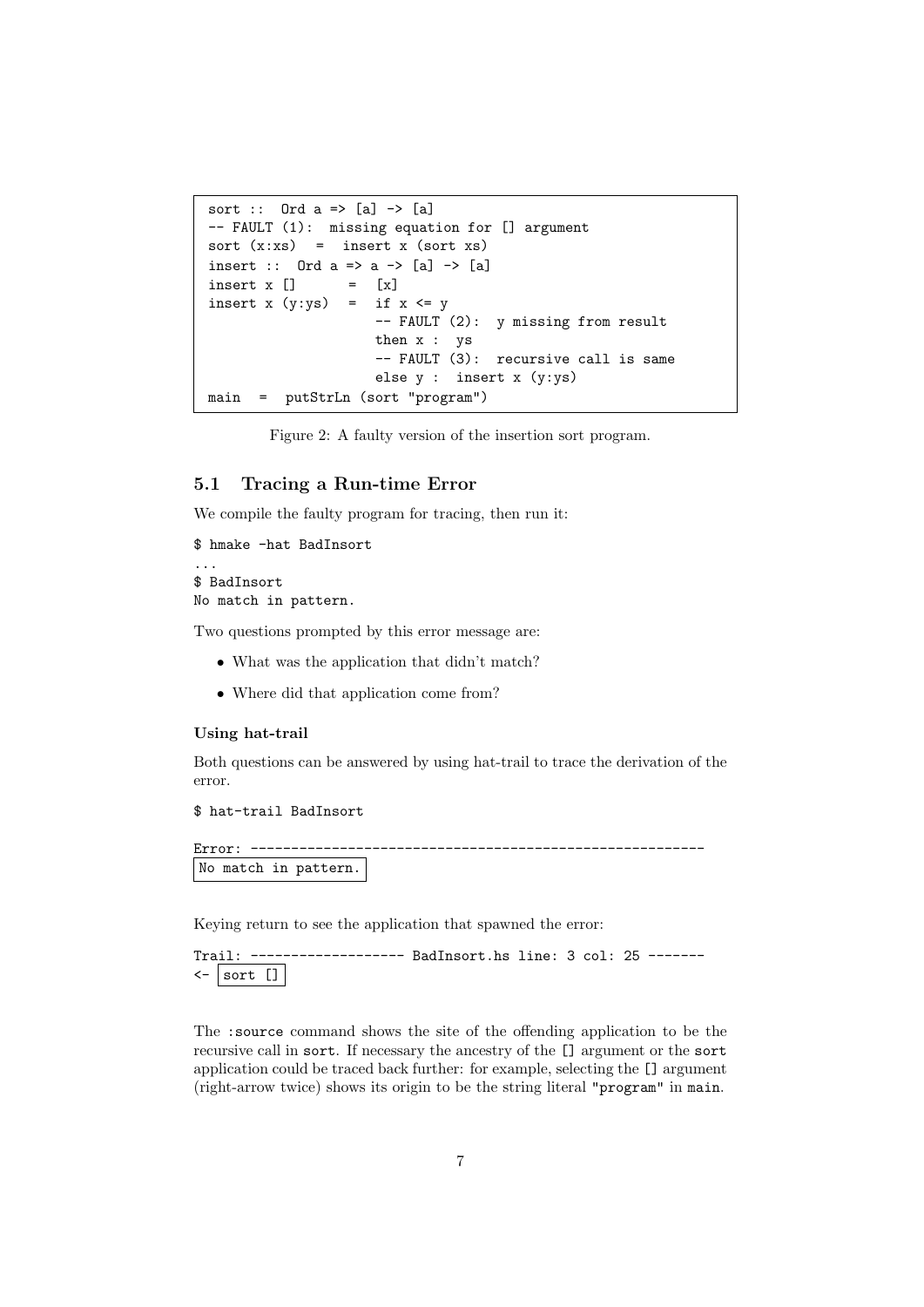```haskell
sort ::  Ord a => [a] -> [a]
-- FAULT (1):  missing equation for [] argument
sort (x:xs)  =  insert x (sort xs)
insert ::  Ord a => a -> [a] -> [a]
insert x []      =  [x]
insert x (y:ys)  =  if x <= y
                    -- FAULT (2):  y missing from result
                    then x :  ys
                    -- FAULT (3):  recursive call is same
                    else y :  insert x (y:ys)
main  =  putStrLn (sort "program")
```

Figure 2: A faulty version of the insertion sort program.

## 5.1 Tracing a Run-time Error

We compile the faulty program for tracing, then run it:

```
$ hmake -hat BadInsort
...
$ BadInsort
No match in pattern.
```

Two questions prompted by this error message are:

- What was the application that didn't match?
- Where did that application come from?

#### Using hat-trail

Both questions can be answered by using hat-trail to trace the derivation of the error.

```
$ hat-trail BadInsort

Error: --------------------------------------------------------
No match in pattern.
```

Keying return to see the application that spawned the error:

```
Trail: ------------------- BadInsort.hs line: 3 col: 25 -------
<- sort []
```

The `:source` command shows the site of the offending application to be the recursive call in `sort`. If necessary the ancestry of the `[]` argument or the `sort` application could be traced back further: for example, selecting the `[]` argument (right-arrow twice) shows its origin to be the string literal `"program"` in `main`.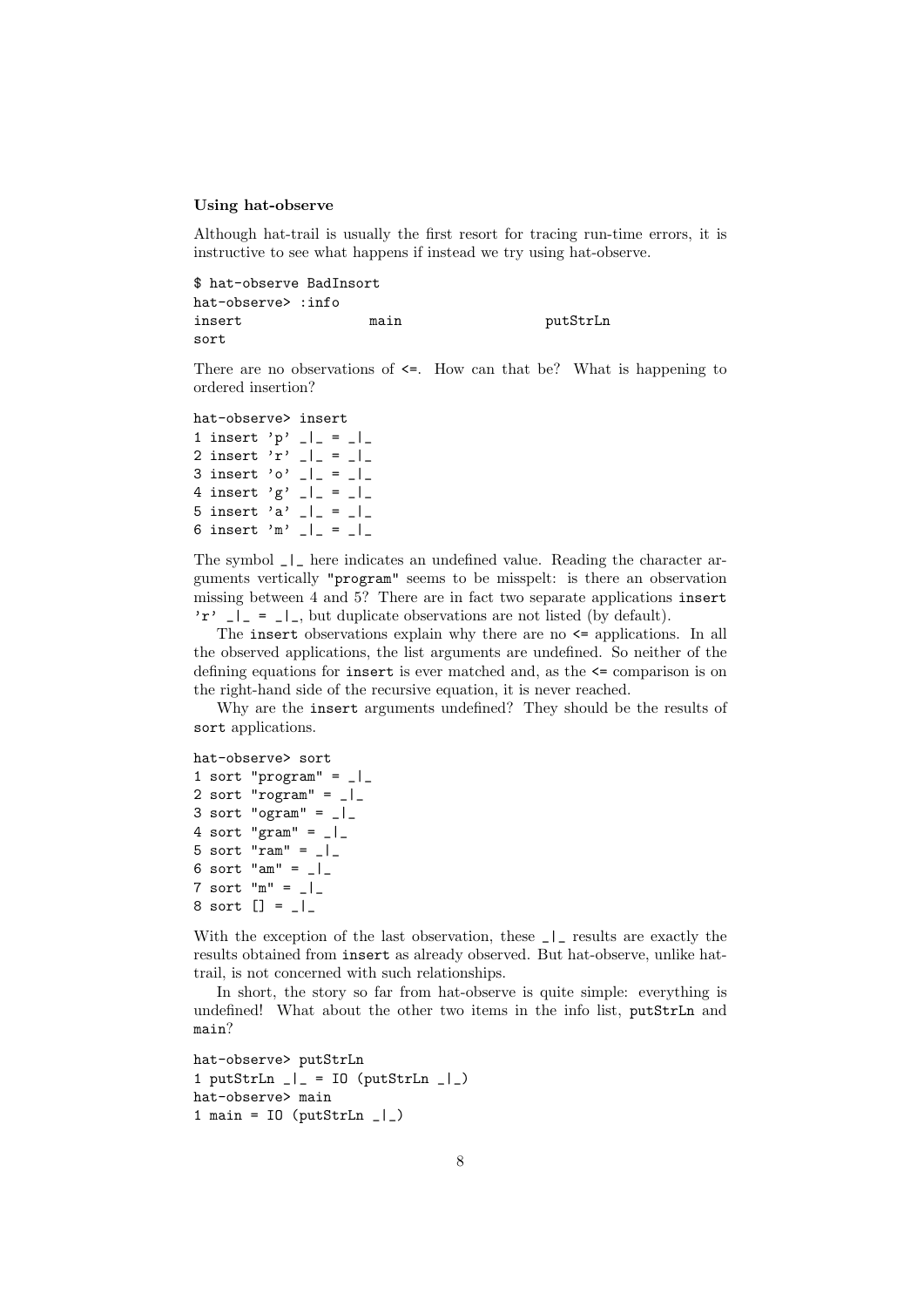**Using hat-observe**

Although hat-trail is usually the first resort for tracing run-time errors, it is instructive to see what happens if instead we try using hat-observe.

```
$ hat-observe BadInsort
hat-observe> :info
insert                main                  putStrLn
sort
```

There are no observations of `<=`. How can that be? What is happening to ordered insertion?

```
hat-observe> insert
1 insert 'p' _|_ = _|_
2 insert 'r' _|_ = _|_
3 insert 'o' _|_ = _|_
4 insert 'g' _|_ = _|_
5 insert 'a' _|_ = _|_
6 insert 'm' _|_ = _|_
```

The symbol `_|_` here indicates an undefined value. Reading the character arguments vertically `"program"` seems to be misspelt: is there an observation missing between 4 and 5? There are in fact two separate applications `insert 'r' _|_ = _|_`, but duplicate observations are not listed (by default).

The `insert` observations explain why there are no `<=` applications. In all the observed applications, the list arguments are undefined. So neither of the defining equations for `insert` is ever matched and, as the `<=` comparison is on the right-hand side of the recursive equation, it is never reached.

Why are the `insert` arguments undefined? They should be the results of `sort` applications.

```
hat-observe> sort
1 sort "program" = _|_
2 sort "rogram" = _|_
3 sort "ogram" = _|_
4 sort "gram" = _|_
5 sort "ram" = _|_
6 sort "am" = _|_
7 sort "m" = _|_
8 sort [] = _|_
```

With the exception of the last observation, these `_|_` results are exactly the results obtained from `insert` as already observed. But hat-observe, unlike hat-trail, is not concerned with such relationships.

In short, the story so far from hat-observe is quite simple: everything is undefined! What about the other two items in the info list, `putStrLn` and `main`?

```
hat-observe> putStrLn
1 putStrLn _|_ = IO (putStrLn _|_)
hat-observe> main
1 main = IO (putStrLn _|_)
```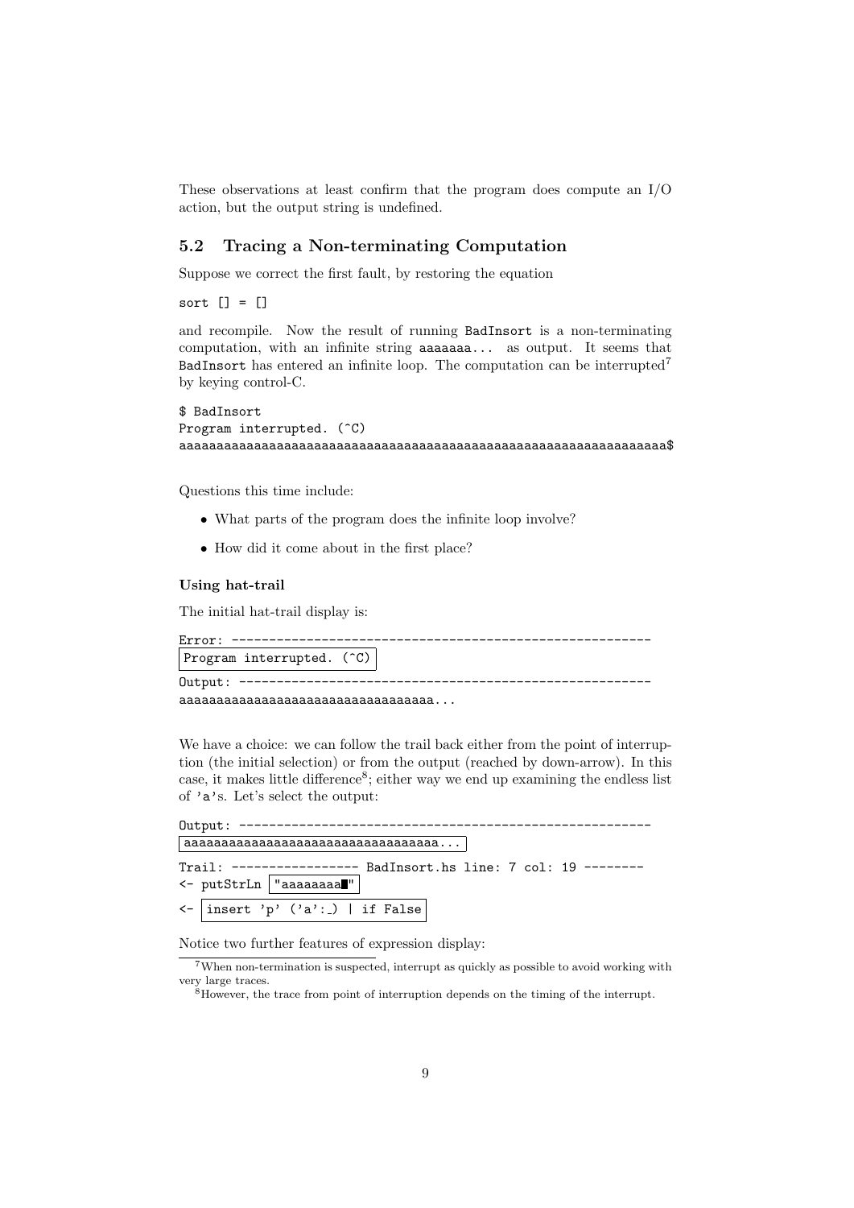These observations at least confirm that the program does compute an I/O action, but the output string is undefined.

## 5.2 Tracing a Non-terminating Computation

Suppose we correct the first fault, by restoring the equation

```
sort [] = []
```

and recompile. Now the result of running `BadInsort` is a non-terminating computation, with an infinite string `aaaaaaa...` as output. It seems that `BadInsort` has entered an infinite loop. The computation can be interrupted[7] by keying control-C.

```
$ BadInsort
Program interrupted. (^C)
aaaaaaaaaaaaaaaaaaaaaaaaaaaaaaaaaaaaaaaaaaaaaaaaaaaaaaaaaaaaaaaaa$
```

Questions this time include:

- What parts of the program does the infinite loop involve?
- How did it come about in the first place?

#### Using hat-trail

The initial hat-trail display is:

```
Error: --------------------------------------------------------
Program interrupted. (^C)
Output: -------------------------------------------------------
aaaaaaaaaaaaaaaaaaaaaaaaaaaaaaaaaa...
```

We have a choice: we can follow the trail back either from the point of interruption (the initial selection) or from the output (reached by down-arrow). In this case, it makes little difference[8]; either way we end up examining the endless list of `'a'`s. Let's select the output:

```
Output: -------------------------------------------------------
aaaaaaaaaaaaaaaaaaaaaaaaaaaaaaaaaa...
Trail: ----------------- BadInsort.hs line: 7 col: 19 --------
<- putStrLn "aaaaaaaa█"
<- insert 'p' ('a':_) | if False
```

Notice two further features of expression display:

[7] When non-termination is suspected, interrupt as quickly as possible to avoid working with very large traces.

[8] However, the trace from point of interruption depends on the timing of the interrupt.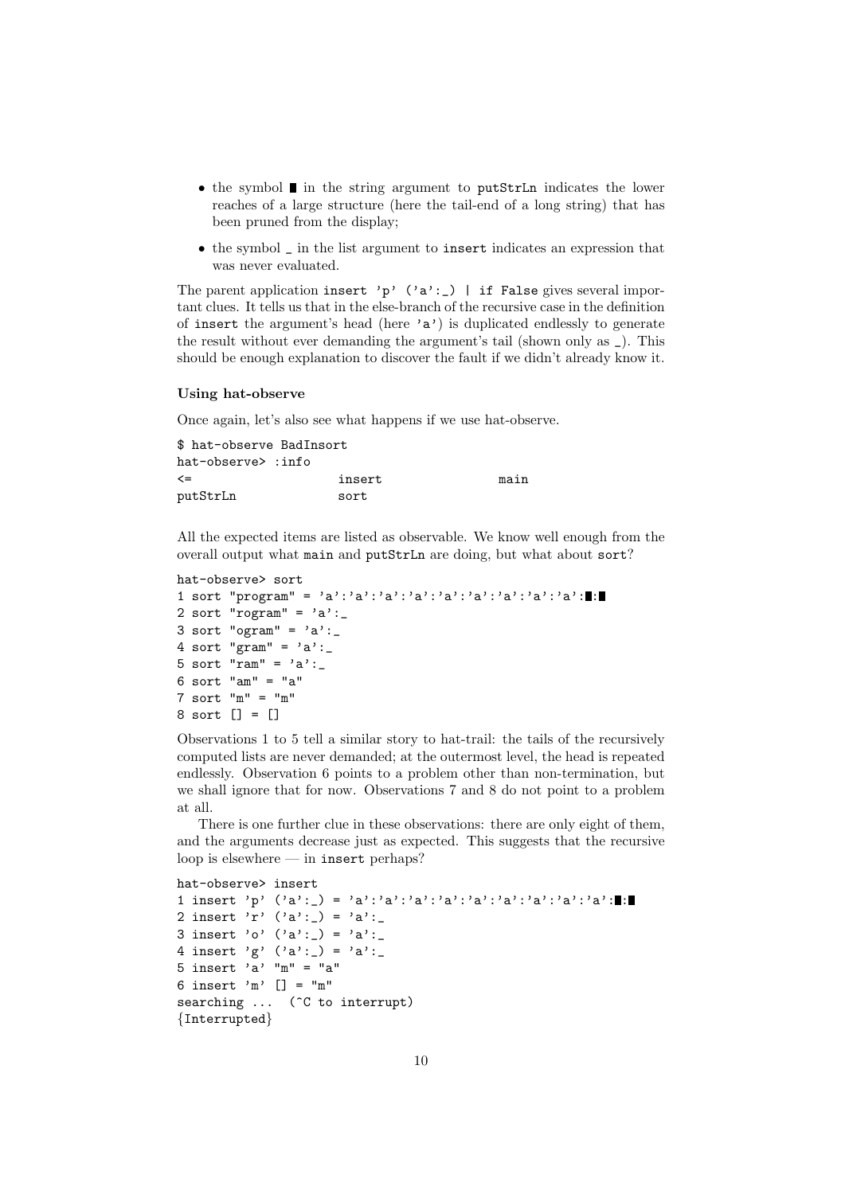- the symbol ■ in the string argument to putStrLn indicates the lower reaches of a large structure (here the tail-end of a long string) that has been pruned from the display;
- the symbol _ in the list argument to insert indicates an expression that was never evaluated.

The parent application `insert 'p' ('a':_) | if False` gives several important clues. It tells us that in the else-branch of the recursive case in the definition of `insert` the argument's head (here `'a'`) is duplicated endlessly to generate the result without ever demanding the argument's tail (shown only as `_`). This should be enough explanation to discover the fault if we didn't already know it.

#### Using hat-observe

Once again, let's also see what happens if we use hat-observe.

```
$ hat-observe BadInsort
hat-observe> :info
<=                  insert              main
putStrLn            sort
```

All the expected items are listed as observable. We know well enough from the overall output what `main` and `putStrLn` are doing, but what about `sort`?

```
hat-observe> sort
1 sort "program" = 'a':'a':'a':'a':'a':'a':'a':'a':'a':■:■
2 sort "rogram" = 'a':_
3 sort "ogram" = 'a':_
4 sort "gram" = 'a':_
5 sort "ram" = 'a':_
6 sort "am" = "a"
7 sort "m" = "m"
8 sort [] = []
```

Observations 1 to 5 tell a similar story to hat-trail: the tails of the recursively computed lists are never demanded; at the outermost level, the head is repeated endlessly. Observation 6 points to a problem other than non-termination, but we shall ignore that for now. Observations 7 and 8 do not point to a problem at all.

There is one further clue in these observations: there are only eight of them, and the arguments decrease just as expected. This suggests that the recursive loop is elsewhere — in `insert` perhaps?

```
hat-observe> insert
1 insert 'p' ('a':_) = 'a':'a':'a':'a':'a':'a':'a':'a':'a':■:■
2 insert 'r' ('a':_) = 'a':_
3 insert 'o' ('a':_) = 'a':_
4 insert 'g' ('a':_) = 'a':_
5 insert 'a' "m" = "a"
6 insert 'm' [] = "m"
searching ...  (^C to interrupt)
{Interrupted}
```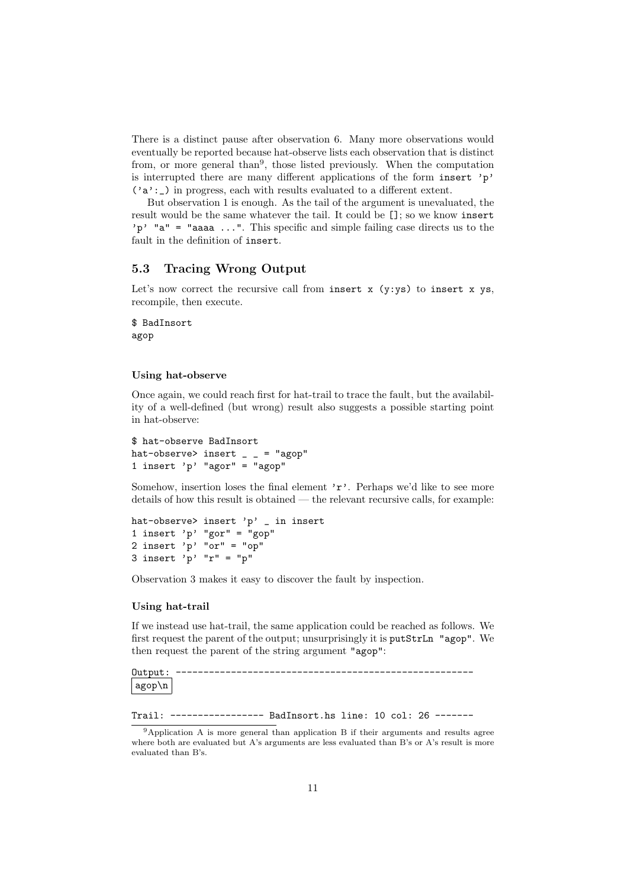There is a distinct pause after observation 6. Many more observations would eventually be reported because hat-observe lists each observation that is distinct from, or more general than[9], those listed previously. When the computation is interrupted there are many different applications of the form `insert 'p' ('a':_)` in progress, each with results evaluated to a different extent.

But observation 1 is enough. As the tail of the argument is unevaluated, the result would be the same whatever the tail. It could be `[]`; so we know `insert 'p' "a" = "aaaa ..."`. This specific and simple failing case directs us to the fault in the definition of `insert`.

## 5.3 Tracing Wrong Output

Let's now correct the recursive call from `insert x (y:ys)` to `insert x ys`, recompile, then execute.

```
$ BadInsort
agop
```

#### Using hat-observe

Once again, we could reach first for hat-trail to trace the fault, but the availability of a well-defined (but wrong) result also suggests a possible starting point in hat-observe:

```
$ hat-observe BadInsort
hat-observe> insert _ _ = "agop"
1 insert 'p' "agor" = "agop"
```

Somehow, insertion loses the final element `'r'`. Perhaps we'd like to see more details of how this result is obtained — the relevant recursive calls, for example:

```
hat-observe> insert 'p' _ in insert
1 insert 'p' "gor" = "gop"
2 insert 'p' "or" = "op"
3 insert 'p' "r" = "p"
```

Observation 3 makes it easy to discover the fault by inspection.

#### Using hat-trail

If we instead use hat-trail, the same application could be reached as follows. We first request the parent of the output; unsurprisingly it is `putStrLn "agop"`. We then request the parent of the string argument `"agop"`:

```
Output: -----------------------------------------------------
agop\n

Trail: ----------------- BadInsort.hs line: 10 col: 26 -------
```

[9] Application A is more general than application B if their arguments and results agree where both are evaluated but A's arguments are less evaluated than B's or A's result is more evaluated than B's.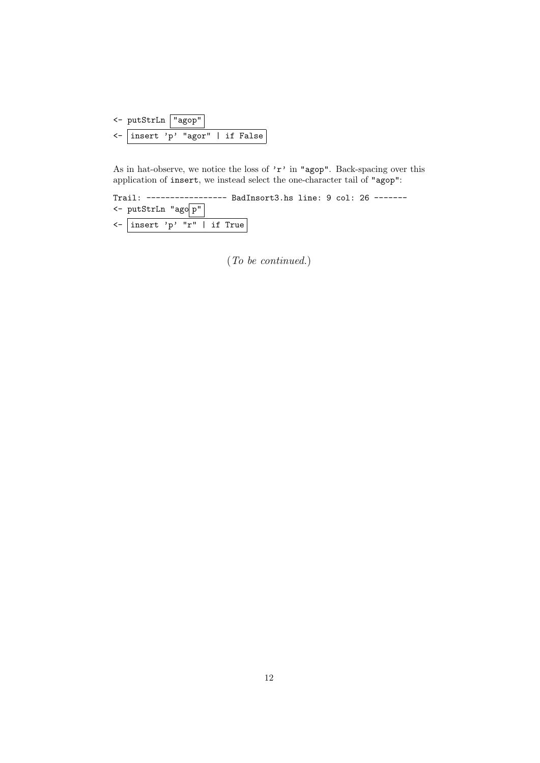```
<- putStrLn "agop"
<- insert 'p' "agor" | if False
```

As in hat-observe, we notice the loss of 'r' in "agop". Back-spacing over this application of insert, we instead select the one-character tail of "agop":

```
Trail: ----------------- BadInsort3.hs line: 9 col: 26 -------
<- putStrLn "agop"
<- insert 'p' "r" | if True
```

(*To be continued.*)